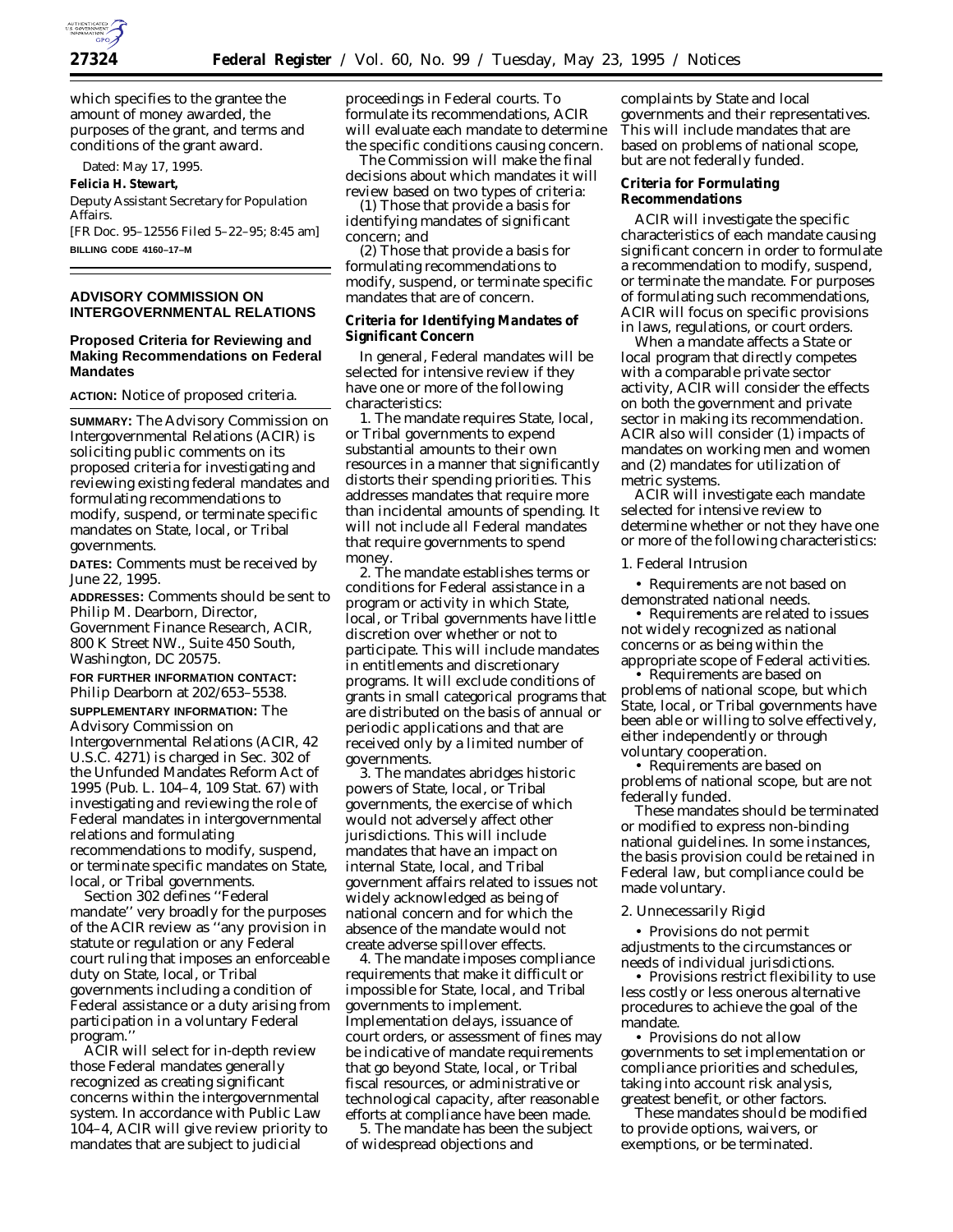which specifies to the grantee the amount of money awarded, the purposes of the grant, and terms and conditions of the grant award.

Dated: May 17, 1995.

**Felicia H. Stewart,**

*Deputy Assistant Secretary for Population Affairs.*

[FR Doc. 95–12556 Filed 5–22–95; 8:45 am]

**BILLING CODE 4160–17–M**

## ADVISORY COMMISSION ON INTERGOVERNMENTAL RELATIONS

### Proposed Criteria for Reviewing and Making Recommendations on Federal Mandates

**ACTION:** Notice of proposed criteria.

**SUMMARY:** The Advisory Commission on Intergovernmental Relations (ACIR) is soliciting public comments on its proposed criteria for investigating and reviewing existing federal mandates and formulating recommendations to modify, suspend, or terminate specific mandates on State, local, or Tribal governments.

**DATES:** Comments must be received by June 22, 1995.

**ADDRESSES:** Comments should be sent to Philip M. Dearborn, Director, Government Finance Research, ACIR, 800 K Street NW., Suite 450 South, Washington, DC 20575.

**FOR FURTHER INFORMATION CONTACT:** Philip Dearborn at 202/653–5538.

**SUPPLEMENTARY INFORMATION:** The Advisory Commission on Intergovernmental Relations (ACIR, 42 U.S.C. 4271) is charged in Sec. 302 of the Unfunded Mandates Reform Act of 1995 (Pub. L. 104–4, 109 Stat. 67) with investigating and reviewing the role of Federal mandates in intergovernmental relations and formulating recommendations to modify, suspend, or terminate specific mandates on State, local, or Tribal governments.

Section 302 defines "Federal mandate" very broadly for the purposes of the ACIR review as "any provision in statute or regulation or any Federal court ruling that imposes an enforceable duty on State, local, or Tribal governments including a condition of Federal assistance or a duty arising from participation in a voluntary Federal program."

ACIR will select for in-depth review those Federal mandates generally recognized as creating significant concerns within the intergovernmental system. In accordance with Public Law 104–4, ACIR will give review priority to mandates that are subject to judicial proceedings in Federal courts. To formulate its recommendations, ACIR will evaluate each mandate to determine the specific conditions causing concern.

The Commission will make the final decisions about which mandates it will review based on two types of criteria:

(1) Those that provide a basis for identifying mandates of significant concern; and

(2) Those that provide a basis for formulating recommendations to modify, suspend, or terminate specific mandates that are of concern.

### Criteria for Identifying Mandates of Significant Concern

In general, Federal mandates will be selected for intensive review if they have one or more of the following characteristics:

1. The mandate requires State, local, or Tribal governments to expend substantial amounts to their own resources in a manner that significantly distorts their spending priorities. This addresses mandates that require more than incidental amounts of spending. It will not include all Federal mandates that require governments to spend money.

2. The mandate establishes terms or conditions for Federal assistance in a program or activity in which State, local, or Tribal governments have little discretion over whether or not to participate. This will include mandates in entitlements and discretionary programs. It will exclude conditions of grants in small categorical programs that are distributed on the basis of annual or periodic applications and that are received only by a limited number of governments.

3. The mandates abridges historic powers of State, local, or Tribal governments, the exercise of which would not adversely affect other jurisdictions. This will include mandates that have an impact on internal State, local, and Tribal government affairs related to issues not widely acknowledged as being of national concern and for which the absence of the mandate would not create adverse spillover effects.

4. The mandate imposes compliance requirements that make it difficult or impossible for State, local, and Tribal governments to implement. Implementation delays, issuance of court orders, or assessment of fines may be indicative of mandate requirements that go beyond State, local, or Tribal fiscal resources, or administrative or technological capacity, after reasonable efforts at compliance have been made.

5. The mandate has been the subject of widespread objections and complaints by State and local governments and their representatives. This will include mandates that are based on problems of national scope, but are not federally funded.

### Criteria for Formulating Recommendations

ACIR will investigate the specific characteristics of each mandate causing significant concern in order to formulate a recommendation to modify, suspend, or terminate the mandate. For purposes of formulating such recommendations, ACIR will focus on specific provisions in laws, regulations, or court orders.

When a mandate affects a State or local program that directly competes with a comparable private sector activity, ACIR will consider the effects on both the government and private sector in making its recommendation. ACIR also will consider (1) impacts of mandates on working men and women and (2) mandates for utilization of metric systems.

ACIR will investigate each mandate selected for intensive review to determine whether or not they have one or more of the following characteristics:

#### 1. Federal Intrusion

- Requirements are not based on demonstrated national needs.
- Requirements are related to issues not widely recognized as national concerns or as being within the appropriate scope of Federal activities.
- Requirements are based on problems of national scope, but which State, local, or Tribal governments have been able or willing to solve effectively, either independently or through voluntary cooperation.
- Requirements are based on problems of national scope, but are not federally funded.

These mandates should be terminated or modified to express non-binding national guidelines. In some instances, the basis provision could be retained in Federal law, but compliance could be made voluntary.

#### 2. Unnecessarily Rigid

- Provisions do not permit adjustments to the circumstances or needs of individual jurisdictions.
- Provisions restrict flexibility to use less costly or less onerous alternative procedures to achieve the goal of the mandate.
- Provisions do not allow governments to set implementation or compliance priorities and schedules, taking into account risk analysis, greatest benefit, or other factors.

These mandates should be modified to provide options, waivers, or exemptions, or be terminated.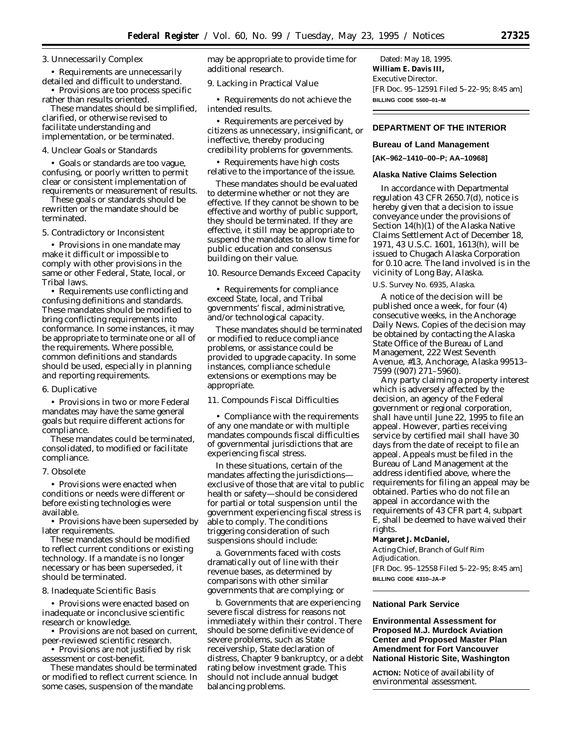3. Unnecessarily Complex

- Requirements are unnecessarily detailed and difficult to understand.
- Provisions are too process specific rather than results oriented.

These mandates should be simplified, clarified, or otherwise revised to facilitate understanding and implementation, or be terminated.

4. Unclear Goals or Standards

- Goals or standards are too vague, confusing, or poorly written to permit clear or consistent implementation of requirements or measurement of results.

These goals or standards should be rewritten or the mandate should be terminated.

5. Contradictory or Inconsistent

- Provisions in one mandate may make it difficult or impossible to comply with other provisions in the same or other Federal, State, local, or Tribal laws.
- Requirements use conflicting and confusing definitions and standards. These mandates should be modified to bring conflicting requirements into conformance. In some instances, it may be appropriate to terminate one or all of the requirements. Where possible, common definitions and standards should be used, especially in planning and reporting requirements.

6. Duplicative

- Provisions in two or more Federal mandates may have the same general goals but require different actions for compliance.

These mandates could be terminated, consolidated, to modified or facilitate compliance.

7. Obsolete

- Provisions were enacted when conditions or needs were different or before existing technologies were available.
- Provisions have been superseded by later requirements.

These mandates should be modified to reflect current conditions or existing technology. If a mandate is no longer necessary or has been superseded, it should be terminated.

8. Inadequate Scientific Basis

- Provisions were enacted based on inadequate or inconclusive scientific research or knowledge.
- Provisions are not based on current, peer-reviewed scientific research.
- Provisions are not justified by risk assessment or cost-benefit.

These mandates should be terminated or modified to reflect current science. In some cases, suspension of the mandate may be appropriate to provide time for additional research.

9. Lacking in Practical Value

- Requirements do not achieve the intended results.
- Requirements are perceived by citizens as unnecessary, insignificant, or ineffective, thereby producing credibility problems for governments.
- Requirements have high costs relative to the importance of the issue.

These mandates should be evaluated to determine whether or not they are effective. If they cannot be shown to be effective and worthy of public support, they should be terminated. If they are effective, it still may be appropriate to suspend the mandates to allow time for public education and consensus building on their value.

10. Resource Demands Exceed Capacity

- Requirements for compliance exceed State, local, and Tribal governments' fiscal, administrative, and/or technological capacity.

These mandates should be terminated or modified to reduce compliance problems, or assistance could be provided to upgrade capacity. In some instances, compliance schedule extensions or exemptions may be appropriate.

11. Compounds Fiscal Difficulties

- Compliance with the requirements of any one mandate or with multiple mandates compounds fiscal difficulties of governmental jurisdictions that are experiencing fiscal stress.

In these situations, certain of the mandates affecting the jurisdictions—exclusive of those that are vital to public health or safety—should be considered for partial or total suspension until the government experiencing fiscal stress is able to comply. The conditions triggering consideration of such suspensions should include:

a. Governments faced with costs dramatically out of line with their revenue bases, as determined by comparisons with other similar governments that are complying; or

b. Governments that are experiencing severe fiscal distress for reasons not immediately within their control. There should be some definitive evidence of severe problems, such as State receivership, State declaration of distress, Chapter 9 bankruptcy, or a debt rating below investment grade. This should not include annual budget balancing problems.

Dated: May 18, 1995.

**William E. Davis III,**

*Executive Director.*

[FR Doc. 95–12591 Filed 5–22–95; 8:45 am]

BILLING CODE 5500–01–M

## DEPARTMENT OF THE INTERIOR

### Bureau of Land Management

**[AK–962–1410–00–P; AA–10968]**

### Alaska Native Claims Selection

In accordance with Departmental regulation 43 CFR 2650.7(d), notice is hereby given that a decision to issue conveyance under the provisions of Section 14(h)(1) of the Alaska Native Claims Settlement Act of December 18, 1971, 43 U.S.C. 1601, 1613(h), will be issued to Chugach Alaska Corporation for 0.10 acre. The land involved is in the vicinity of Long Bay, Alaska.

U.S. Survey No. 6935, Alaska.

A notice of the decision will be published once a week, for four (4) consecutive weeks, in the Anchorage Daily News. Copies of the decision may be obtained by contacting the Alaska State Office of the Bureau of Land Management, 222 West Seventh Avenue, #13, Anchorage, Alaska 99513–7599 ((907) 271–5960).

Any party claiming a property interest which is adversely affected by the decision, an agency of the Federal government or regional corporation, shall have until June 22, 1995 to file an appeal. However, parties receiving service by certified mail shall have 30 days from the date of receipt to file an appeal. Appeals must be filed in the Bureau of Land Management at the address identified above, where the requirements for filing an appeal may be obtained. Parties who do not file an appeal in accordance with the requirements of 43 CFR part 4, subpart E, shall be deemed to have waived their rights.

**Margaret J. McDaniel,**

*Acting Chief, Branch of Gulf Rim Adjudication.*

[FR Doc. 95–12558 Filed 5–22–95; 8:45 am]

BILLING CODE 4310–JA–P

### National Park Service

### Environmental Assessment for Proposed M.J. Murdock Aviation Center and Proposed Master Plan Amendment for Fort Vancouver National Historic Site, Washington

**ACTION:** Notice of availability of environmental assessment.